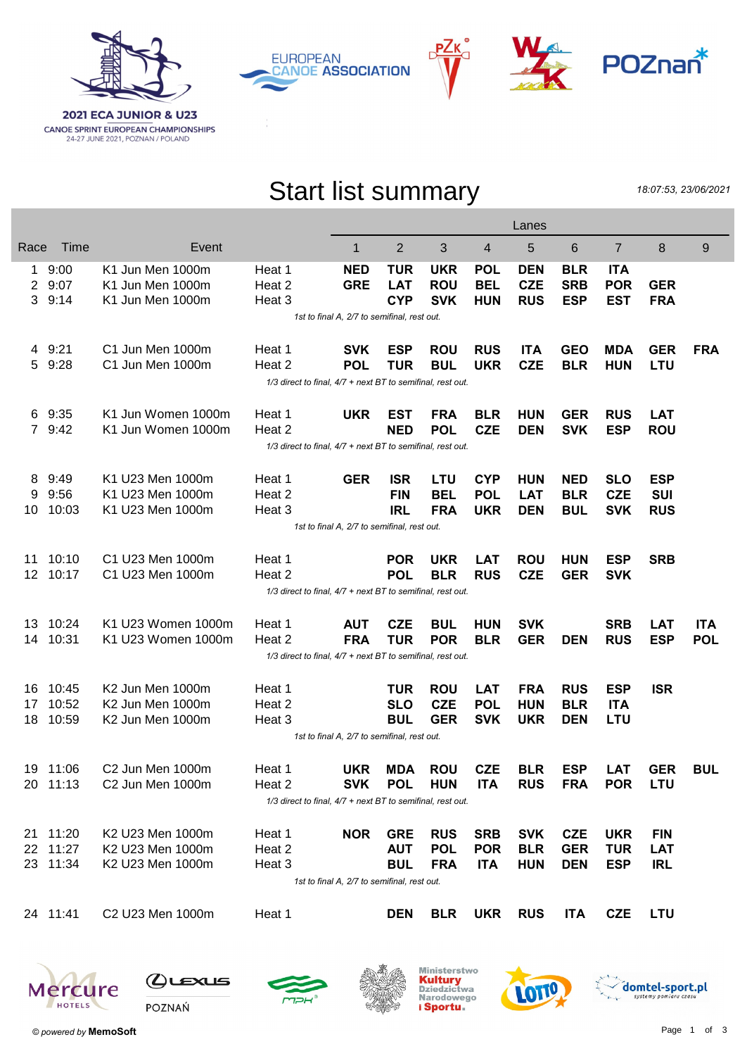**2021 ECA JUNIOR & U23**
**CANOE SPRINT EUROPEAN CHAMPIONSHIPS**
24-27 JUNE 2021, POZNAN / POLAND

# Start list summary

*18:07:53, 23/06/2021*

| Race | Time | Event | | Lanes 1 | 2 | 3 | 4 | 5 | 6 | 7 | 8 | 9 |
|---|---|---|---|---|---|---|---|---|---|---|---|---|
| 1 | 9:00 | K1 Jun Men 1000m | Heat 1 | **NED** | **TUR** | **UKR** | **POL** | **DEN** | **BLR** | **ITA** | | |
| 2 | 9:07 | K1 Jun Men 1000m | Heat 2 | **GRE** | **LAT** | **ROU** | **BEL** | **CZE** | **SRB** | **POR** | **GER** | |
| 3 | 9:14 | K1 Jun Men 1000m | Heat 3 | | **CYP** | **SVK** | **HUN** | **RUS** | **ESP** | **EST** | **FRA** | |
| | | | *1st to final A, 2/7 to semifinal, rest out.* | | | | | | | | | |
| 4 | 9:21 | C1 Jun Men 1000m | Heat 1 | **SVK** | **ESP** | **ROU** | **RUS** | **ITA** | **GEO** | **MDA** | **GER** | **FRA** |
| 5 | 9:28 | C1 Jun Men 1000m | Heat 2 | **POL** | **TUR** | **BUL** | **UKR** | **CZE** | **BLR** | **HUN** | **LTU** | |
| | | | *1/3 direct to final, 4/7 + next BT to semifinal, rest out.* | | | | | | | | | |
| 6 | 9:35 | K1 Jun Women 1000m | Heat 1 | **UKR** | **EST** | **FRA** | **BLR** | **HUN** | **GER** | **RUS** | **LAT** | |
| 7 | 9:42 | K1 Jun Women 1000m | Heat 2 | | **NED** | **POL** | **CZE** | **DEN** | **SVK** | **ESP** | **ROU** | |
| | | | *1/3 direct to final, 4/7 + next BT to semifinal, rest out.* | | | | | | | | | |
| 8 | 9:49 | K1 U23 Men 1000m | Heat 1 | **GER** | **ISR** | **LTU** | **CYP** | **HUN** | **NED** | **SLO** | **ESP** | |
| 9 | 9:56 | K1 U23 Men 1000m | Heat 2 | | **FIN** | **BEL** | **POL** | **LAT** | **BLR** | **CZE** | **SUI** | |
| 10 | 10:03 | K1 U23 Men 1000m | Heat 3 | | **IRL** | **FRA** | **UKR** | **DEN** | **BUL** | **SVK** | **RUS** | |
| | | | *1st to final A, 2/7 to semifinal, rest out.* | | | | | | | | | |
| 11 | 10:10 | C1 U23 Men 1000m | Heat 1 | | **POR** | **UKR** | **LAT** | **ROU** | **HUN** | **ESP** | **SRB** | |
| 12 | 10:17 | C1 U23 Men 1000m | Heat 2 | | **POL** | **BLR** | **RUS** | **CZE** | **GER** | **SVK** | | |
| | | | *1/3 direct to final, 4/7 + next BT to semifinal, rest out.* | | | | | | | | | |
| 13 | 10:24 | K1 U23 Women 1000m | Heat 1 | **AUT** | **CZE** | **BUL** | **HUN** | **SVK** | | **SRB** | **LAT** | **ITA** |
| 14 | 10:31 | K1 U23 Women 1000m | Heat 2 | **FRA** | **TUR** | **POR** | **BLR** | **GER** | **DEN** | **RUS** | **ESP** | **POL** |
| | | | *1/3 direct to final, 4/7 + next BT to semifinal, rest out.* | | | | | | | | | |
| 16 | 10:45 | K2 Jun Men 1000m | Heat 1 | | **TUR** | **ROU** | **LAT** | **FRA** | **RUS** | **ESP** | **ISR** | |
| 17 | 10:52 | K2 Jun Men 1000m | Heat 2 | | **SLO** | **CZE** | **POL** | **HUN** | **BLR** | **ITA** | | |
| 18 | 10:59 | K2 Jun Men 1000m | Heat 3 | | **BUL** | **GER** | **SVK** | **UKR** | **DEN** | **LTU** | | |
| | | | *1st to final A, 2/7 to semifinal, rest out.* | | | | | | | | | |
| 19 | 11:06 | C2 Jun Men 1000m | Heat 1 | **UKR** | **MDA** | **ROU** | **CZE** | **BLR** | **ESP** | **LAT** | **GER** | **BUL** |
| 20 | 11:13 | C2 Jun Men 1000m | Heat 2 | **SVK** | **POL** | **HUN** | **ITA** | **RUS** | **FRA** | **POR** | **LTU** | |
| | | | *1/3 direct to final, 4/7 + next BT to semifinal, rest out.* | | | | | | | | | |
| 21 | 11:20 | K2 U23 Men 1000m | Heat 1 | **NOR** | **GRE** | **RUS** | **SRB** | **SVK** | **CZE** | **UKR** | **FIN** | |
| 22 | 11:27 | K2 U23 Men 1000m | Heat 2 | | **AUT** | **POL** | **POR** | **BLR** | **GER** | **TUR** | **LAT** | |
| 23 | 11:34 | K2 U23 Men 1000m | Heat 3 | | **BUL** | **FRA** | **ITA** | **HUN** | **DEN** | **ESP** | **IRL** | |
| | | | *1st to final A, 2/7 to semifinal, rest out.* | | | | | | | | | |
| 24 | 11:41 | C2 U23 Men 1000m | Heat 1 | | **DEN** | **BLR** | **UKR** | **RUS** | **ITA** | **CZE** | **LTU** | |

*© powered by* **MemoSoft**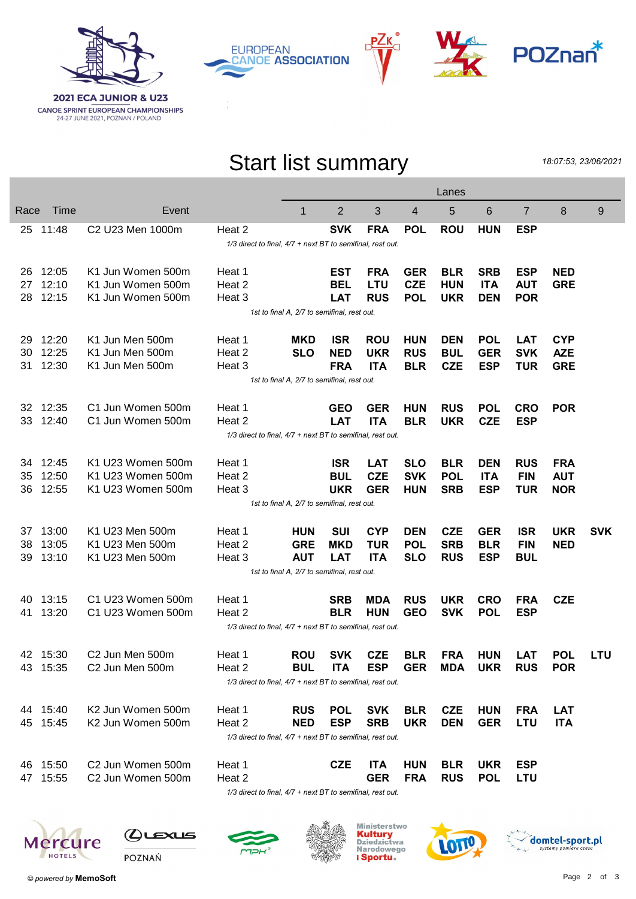2021 ECA JUNIOR & U23
CANOE SPRINT EUROPEAN CHAMPIONSHIPS
24-27 JUNE 2021, POZNAN / POLAND

# Start list summary

*18:07:53, 23/06/2021*

| Race | Time | Event | | Lane 1 | Lane 2 | Lane 3 | Lane 4 | Lane 5 | Lane 6 | Lane 7 | Lane 8 | Lane 9 |
|---|---|---|---|---|---|---|---|---|---|---|---|---|
| 25 | 11:48 | C2 U23 Men 1000m | Heat 2 | | **SVK** | **FRA** | **POL** | **ROU** | **HUN** | **ESP** | | |
| | | | *1/3 direct to final, 4/7 + next BT to semifinal, rest out.* | | | | | | | | | |
| 26 | 12:05 | K1 Jun Women 500m | Heat 1 | | **EST** | **FRA** | **GER** | **BLR** | **SRB** | **ESP** | **NED** | |
| 27 | 12:10 | K1 Jun Women 500m | Heat 2 | | **BEL** | **LTU** | **CZE** | **HUN** | **ITA** | **AUT** | **GRE** | |
| 28 | 12:15 | K1 Jun Women 500m | Heat 3 | | **LAT** | **RUS** | **POL** | **UKR** | **DEN** | **POR** | | |
| | | | *1st to final A, 2/7 to semifinal, rest out.* | | | | | | | | | |
| 29 | 12:20 | K1 Jun Men 500m | Heat 1 | **MKD** | **ISR** | **ROU** | **HUN** | **DEN** | **POL** | **LAT** | **CYP** | |
| 30 | 12:25 | K1 Jun Men 500m | Heat 2 | **SLO** | **NED** | **UKR** | **RUS** | **BUL** | **GER** | **SVK** | **AZE** | |
| 31 | 12:30 | K1 Jun Men 500m | Heat 3 | | **FRA** | **ITA** | **BLR** | **CZE** | **ESP** | **TUR** | **GRE** | |
| | | | *1st to final A, 2/7 to semifinal, rest out.* | | | | | | | | | |
| 32 | 12:35 | C1 Jun Women 500m | Heat 1 | | **GEO** | **GER** | **HUN** | **RUS** | **POL** | **CRO** | **POR** | |
| 33 | 12:40 | C1 Jun Women 500m | Heat 2 | | **LAT** | **ITA** | **BLR** | **UKR** | **CZE** | **ESP** | | |
| | | | *1/3 direct to final, 4/7 + next BT to semifinal, rest out.* | | | | | | | | | |
| 34 | 12:45 | K1 U23 Women 500m | Heat 1 | | **ISR** | **LAT** | **SLO** | **BLR** | **DEN** | **RUS** | **FRA** | |
| 35 | 12:50 | K1 U23 Women 500m | Heat 2 | | **BUL** | **CZE** | **SVK** | **POL** | **ITA** | **FIN** | **AUT** | |
| 36 | 12:55 | K1 U23 Women 500m | Heat 3 | | **UKR** | **GER** | **HUN** | **SRB** | **ESP** | **TUR** | **NOR** | |
| | | | *1st to final A, 2/7 to semifinal, rest out.* | | | | | | | | | |
| 37 | 13:00 | K1 U23 Men 500m | Heat 1 | **HUN** | **SUI** | **CYP** | **DEN** | **CZE** | **GER** | **ISR** | **UKR** | **SVK** |
| 38 | 13:05 | K1 U23 Men 500m | Heat 2 | **GRE** | **MKD** | **TUR** | **POL** | **SRB** | **BLR** | **FIN** | **NED** | |
| 39 | 13:10 | K1 U23 Men 500m | Heat 3 | **AUT** | **LAT** | **ITA** | **SLO** | **RUS** | **ESP** | **BUL** | | |
| | | | *1st to final A, 2/7 to semifinal, rest out.* | | | | | | | | | |
| 40 | 13:15 | C1 U23 Women 500m | Heat 1 | | **SRB** | **MDA** | **RUS** | **UKR** | **CRO** | **FRA** | **CZE** | |
| 41 | 13:20 | C1 U23 Women 500m | Heat 2 | | **BLR** | **HUN** | **GEO** | **SVK** | **POL** | **ESP** | | |
| | | | *1/3 direct to final, 4/7 + next BT to semifinal, rest out.* | | | | | | | | | |
| 42 | 15:30 | C2 Jun Men 500m | Heat 1 | **ROU** | **SVK** | **CZE** | **BLR** | **FRA** | **HUN** | **LAT** | **POL** | **LTU** |
| 43 | 15:35 | C2 Jun Men 500m | Heat 2 | **BUL** | **ITA** | **ESP** | **GER** | **MDA** | **UKR** | **RUS** | **POR** | |
| | | | *1/3 direct to final, 4/7 + next BT to semifinal, rest out.* | | | | | | | | | |
| 44 | 15:40 | K2 Jun Women 500m | Heat 1 | **RUS** | **POL** | **SVK** | **BLR** | **CZE** | **HUN** | **FRA** | **LAT** | |
| 45 | 15:45 | K2 Jun Women 500m | Heat 2 | **NED** | **ESP** | **SRB** | **UKR** | **DEN** | **GER** | **LTU** | **ITA** | |
| | | | *1/3 direct to final, 4/7 + next BT to semifinal, rest out.* | | | | | | | | | |
| 46 | 15:50 | C2 Jun Women 500m | Heat 1 | | **CZE** | **ITA** | **HUN** | **BLR** | **UKR** | **ESP** | | |
| 47 | 15:55 | C2 Jun Women 500m | Heat 2 | | | **GER** | **FRA** | **RUS** | **POL** | **LTU** | | |
| | | | *1/3 direct to final, 4/7 + next BT to semifinal, rest out.* | | | | | | | | | |

© *powered by* **MemoSoft**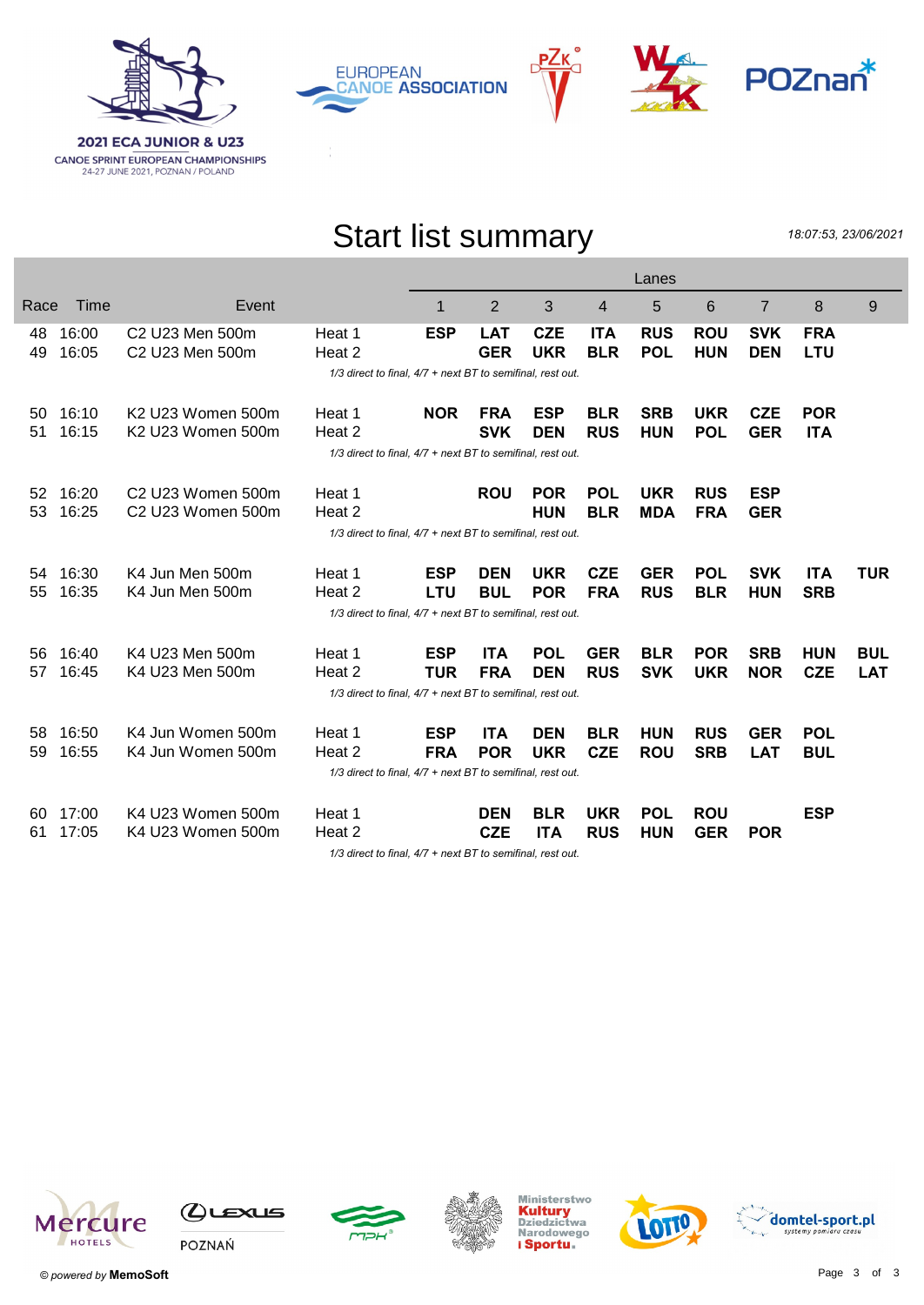**2021 ECA JUNIOR & U23**
CANOE SPRINT EUROPEAN CHAMPIONSHIPS
24-27 JUNE 2021, POZNAN / POLAND

# Start list summary

*18:07:53, 23/06/2021*

| | | | | Lanes | | | | | | | | |
|---|---|---|---|---|---|---|---|---|---|---|---|---|
| Race | Time | Event | | 1 | 2 | 3 | 4 | 5 | 6 | 7 | 8 | 9 |
| 48 | 16:00 | C2 U23 Men 500m | Heat 1 | **ESP** | **LAT** | **CZE** | **ITA** | **RUS** | **ROU** | **SVK** | **FRA** | |
| 49 | 16:05 | C2 U23 Men 500m | Heat 2 | | **GER** | **UKR** | **BLR** | **POL** | **HUN** | **DEN** | **LTU** | |
| | | | *1/3 direct to final, 4/7 + next BT to semifinal, rest out.* | | | | | | | | | |
| 50 | 16:10 | K2 U23 Women 500m | Heat 1 | **NOR** | **FRA** | **ESP** | **BLR** | **SRB** | **UKR** | **CZE** | **POR** | |
| 51 | 16:15 | K2 U23 Women 500m | Heat 2 | | **SVK** | **DEN** | **RUS** | **HUN** | **POL** | **GER** | **ITA** | |
| | | | *1/3 direct to final, 4/7 + next BT to semifinal, rest out.* | | | | | | | | | |
| 52 | 16:20 | C2 U23 Women 500m | Heat 1 | | **ROU** | **POR** | **POL** | **UKR** | **RUS** | **ESP** | | |
| 53 | 16:25 | C2 U23 Women 500m | Heat 2 | | | **HUN** | **BLR** | **MDA** | **FRA** | **GER** | | |
| | | | *1/3 direct to final, 4/7 + next BT to semifinal, rest out.* | | | | | | | | | |
| 54 | 16:30 | K4 Jun Men 500m | Heat 1 | **ESP** | **DEN** | **UKR** | **CZE** | **GER** | **POL** | **SVK** | **ITA** | **TUR** |
| 55 | 16:35 | K4 Jun Men 500m | Heat 2 | **LTU** | **BUL** | **POR** | **FRA** | **RUS** | **BLR** | **HUN** | **SRB** | |
| | | | *1/3 direct to final, 4/7 + next BT to semifinal, rest out.* | | | | | | | | | |
| 56 | 16:40 | K4 U23 Men 500m | Heat 1 | **ESP** | **ITA** | **POL** | **GER** | **BLR** | **POR** | **SRB** | **HUN** | **BUL** |
| 57 | 16:45 | K4 U23 Men 500m | Heat 2 | **TUR** | **FRA** | **DEN** | **RUS** | **SVK** | **UKR** | **NOR** | **CZE** | **LAT** |
| | | | *1/3 direct to final, 4/7 + next BT to semifinal, rest out.* | | | | | | | | | |
| 58 | 16:50 | K4 Jun Women 500m | Heat 1 | **ESP** | **ITA** | **DEN** | **BLR** | **HUN** | **RUS** | **GER** | **POL** | |
| 59 | 16:55 | K4 Jun Women 500m | Heat 2 | **FRA** | **POR** | **UKR** | **CZE** | **ROU** | **SRB** | **LAT** | **BUL** | |
| | | | *1/3 direct to final, 4/7 + next BT to semifinal, rest out.* | | | | | | | | | |
| 60 | 17:00 | K4 U23 Women 500m | Heat 1 | | **DEN** | **BLR** | **UKR** | **POL** | **ROU** | | **ESP** | |
| 61 | 17:05 | K4 U23 Women 500m | Heat 2 | | **CZE** | **ITA** | **RUS** | **HUN** | **GER** | **POR** | | |
| | | | *1/3 direct to final, 4/7 + next BT to semifinal, rest out.* | | | | | | | | | |

*© powered by* **MemoSoft**